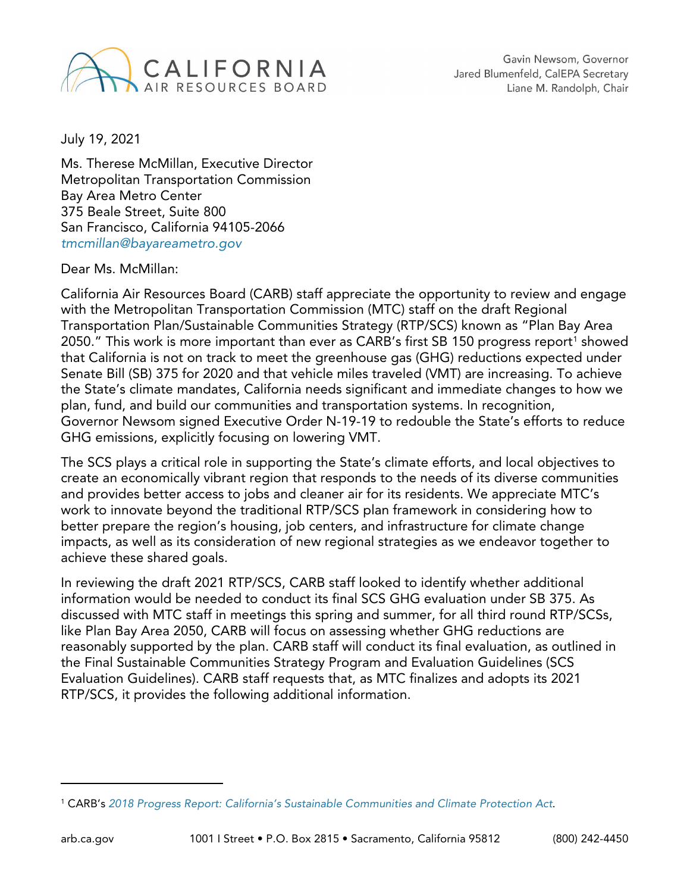CALIFORNIA AIR RESOURCES BOARD

Gavin Newsom, Governor
Jared Blumenfeld, CalEPA Secretary
Liane M. Randolph, Chair

July 19, 2021

Ms. Therese McMillan, Executive Director
Metropolitan Transportation Commission
Bay Area Metro Center
375 Beale Street, Suite 800
San Francisco, California 94105-2066
*tmcmillan@bayareametro.gov*

Dear Ms. McMillan:

California Air Resources Board (CARB) staff appreciate the opportunity to review and engage with the Metropolitan Transportation Commission (MTC) staff on the draft Regional Transportation Plan/Sustainable Communities Strategy (RTP/SCS) known as "Plan Bay Area 2050." This work is more important than ever as CARB's first SB 150 progress report[1] showed that California is not on track to meet the greenhouse gas (GHG) reductions expected under Senate Bill (SB) 375 for 2020 and that vehicle miles traveled (VMT) are increasing. To achieve the State's climate mandates, California needs significant and immediate changes to how we plan, fund, and build our communities and transportation systems. In recognition, Governor Newsom signed Executive Order N-19-19 to redouble the State's efforts to reduce GHG emissions, explicitly focusing on lowering VMT.

The SCS plays a critical role in supporting the State's climate efforts, and local objectives to create an economically vibrant region that responds to the needs of its diverse communities and provides better access to jobs and cleaner air for its residents. We appreciate MTC's work to innovate beyond the traditional RTP/SCS plan framework in considering how to better prepare the region's housing, job centers, and infrastructure for climate change impacts, as well as its consideration of new regional strategies as we endeavor together to achieve these shared goals.

In reviewing the draft 2021 RTP/SCS, CARB staff looked to identify whether additional information would be needed to conduct its final SCS GHG evaluation under SB 375. As discussed with MTC staff in meetings this spring and summer, for all third round RTP/SCSs, like Plan Bay Area 2050, CARB will focus on assessing whether GHG reductions are reasonably supported by the plan. CARB staff will conduct its final evaluation, as outlined in the Final Sustainable Communities Strategy Program and Evaluation Guidelines (SCS Evaluation Guidelines). CARB staff requests that, as MTC finalizes and adopts its 2021 RTP/SCS, it provides the following additional information.

---

[1] CARB's *2018 Progress Report: California's Sustainable Communities and Climate Protection Act*.

arb.ca.gov 1001 I Street • P.O. Box 2815 • Sacramento, California 95812 (800) 242-4450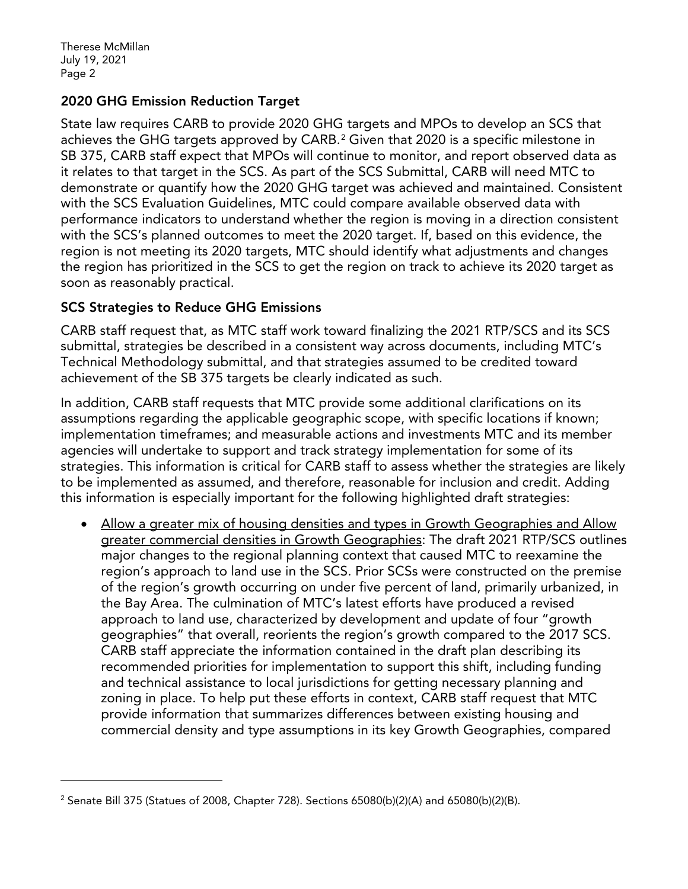## 2020 GHG Emission Reduction Target

State law requires CARB to provide 2020 GHG targets and MPOs to develop an SCS that achieves the GHG targets approved by CARB.[2] Given that 2020 is a specific milestone in SB 375, CARB staff expect that MPOs will continue to monitor, and report observed data as it relates to that target in the SCS. As part of the SCS Submittal, CARB will need MTC to demonstrate or quantify how the 2020 GHG target was achieved and maintained. Consistent with the SCS Evaluation Guidelines, MTC could compare available observed data with performance indicators to understand whether the region is moving in a direction consistent with the SCS's planned outcomes to meet the 2020 target. If, based on this evidence, the region is not meeting its 2020 targets, MTC should identify what adjustments and changes the region has prioritized in the SCS to get the region on track to achieve its 2020 target as soon as reasonably practical.

## SCS Strategies to Reduce GHG Emissions

CARB staff request that, as MTC staff work toward finalizing the 2021 RTP/SCS and its SCS submittal, strategies be described in a consistent way across documents, including MTC's Technical Methodology submittal, and that strategies assumed to be credited toward achievement of the SB 375 targets be clearly indicated as such.

In addition, CARB staff requests that MTC provide some additional clarifications on its assumptions regarding the applicable geographic scope, with specific locations if known; implementation timeframes; and measurable actions and investments MTC and its member agencies will undertake to support and track strategy implementation for some of its strategies. This information is critical for CARB staff to assess whether the strategies are likely to be implemented as assumed, and therefore, reasonable for inclusion and credit. Adding this information is especially important for the following highlighted draft strategies:

- <u>Allow a greater mix of housing densities and types in Growth Geographies and Allow greater commercial densities in Growth Geographies</u>: The draft 2021 RTP/SCS outlines major changes to the regional planning context that caused MTC to reexamine the region's approach to land use in the SCS. Prior SCSs were constructed on the premise of the region's growth occurring on under five percent of land, primarily urbanized, in the Bay Area. The culmination of MTC's latest efforts have produced a revised approach to land use, characterized by development and update of four "growth geographies" that overall, reorients the region's growth compared to the 2017 SCS. CARB staff appreciate the information contained in the draft plan describing its recommended priorities for implementation to support this shift, including funding and technical assistance to local jurisdictions for getting necessary planning and zoning in place. To help put these efforts in context, CARB staff request that MTC provide information that summarizes differences between existing housing and commercial density and type assumptions in its key Growth Geographies, compared

---

[2] Senate Bill 375 (Statues of 2008, Chapter 728). Sections 65080(b)(2)(A) and 65080(b)(2)(B).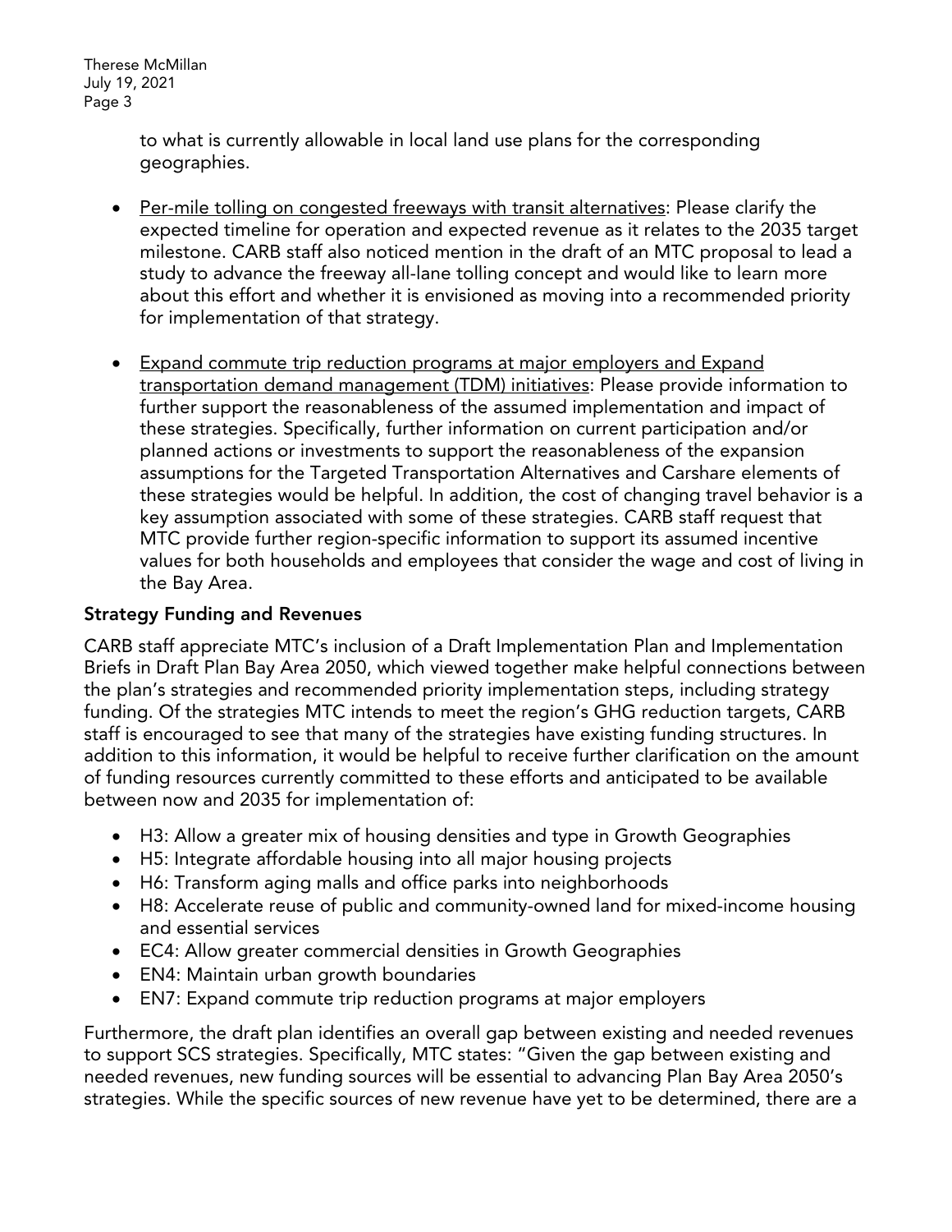to what is currently allowable in local land use plans for the corresponding geographies.

- Per-mile tolling on congested freeways with transit alternatives: Please clarify the expected timeline for operation and expected revenue as it relates to the 2035 target milestone. CARB staff also noticed mention in the draft of an MTC proposal to lead a study to advance the freeway all-lane tolling concept and would like to learn more about this effort and whether it is envisioned as moving into a recommended priority for implementation of that strategy.

- Expand commute trip reduction programs at major employers and Expand transportation demand management (TDM) initiatives: Please provide information to further support the reasonableness of the assumed implementation and impact of these strategies. Specifically, further information on current participation and/or planned actions or investments to support the reasonableness of the expansion assumptions for the Targeted Transportation Alternatives and Carshare elements of these strategies would be helpful. In addition, the cost of changing travel behavior is a key assumption associated with some of these strategies. CARB staff request that MTC provide further region-specific information to support its assumed incentive values for both households and employees that consider the wage and cost of living in the Bay Area.

**Strategy Funding and Revenues**

CARB staff appreciate MTC's inclusion of a Draft Implementation Plan and Implementation Briefs in Draft Plan Bay Area 2050, which viewed together make helpful connections between the plan's strategies and recommended priority implementation steps, including strategy funding. Of the strategies MTC intends to meet the region's GHG reduction targets, CARB staff is encouraged to see that many of the strategies have existing funding structures. In addition to this information, it would be helpful to receive further clarification on the amount of funding resources currently committed to these efforts and anticipated to be available between now and 2035 for implementation of:

- H3: Allow a greater mix of housing densities and type in Growth Geographies
- H5: Integrate affordable housing into all major housing projects
- H6: Transform aging malls and office parks into neighborhoods
- H8: Accelerate reuse of public and community-owned land for mixed-income housing and essential services
- EC4: Allow greater commercial densities in Growth Geographies
- EN4: Maintain urban growth boundaries
- EN7: Expand commute trip reduction programs at major employers

Furthermore, the draft plan identifies an overall gap between existing and needed revenues to support SCS strategies. Specifically, MTC states: "Given the gap between existing and needed revenues, new funding sources will be essential to advancing Plan Bay Area 2050's strategies. While the specific sources of new revenue have yet to be determined, there are a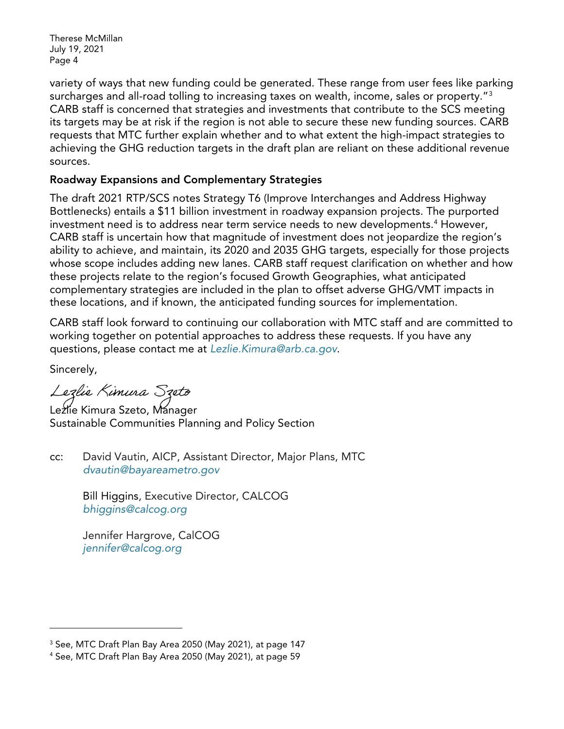variety of ways that new funding could be generated. These range from user fees like parking surcharges and all-road tolling to increasing taxes on wealth, income, sales or property."[3] CARB staff is concerned that strategies and investments that contribute to the SCS meeting its targets may be at risk if the region is not able to secure these new funding sources. CARB requests that MTC further explain whether and to what extent the high-impact strategies to achieving the GHG reduction targets in the draft plan are reliant on these additional revenue sources.

**Roadway Expansions and Complementary Strategies**

The draft 2021 RTP/SCS notes Strategy T6 (Improve Interchanges and Address Highway Bottlenecks) entails a $11 billion investment in roadway expansion projects. The purported investment need is to address near term service needs to new developments.[4] However, CARB staff is uncertain how that magnitude of investment does not jeopardize the region's ability to achieve, and maintain, its 2020 and 2035 GHG targets, especially for those projects whose scope includes adding new lanes. CARB staff request clarification on whether and how these projects relate to the region's focused Growth Geographies, what anticipated complementary strategies are included in the plan to offset adverse GHG/VMT impacts in these locations, and if known, the anticipated funding sources for implementation.

CARB staff look forward to continuing our collaboration with MTC staff and are committed to working together on potential approaches to address these requests. If you have any questions, please contact me at *Lezlie.Kimura@arb.ca.gov*.

Sincerely,

*Lezlie Kimura Szeto*

Lezlie Kimura Szeto, Manager
Sustainable Communities Planning and Policy Section

cc: David Vautin, AICP, Assistant Director, Major Plans, MTC
*dvautin@bayareametro.gov*

Bill Higgins, Executive Director, CALCOG
*bhiggins@calcog.org*

Jennifer Hargrove, CalCOG
*jennifer@calcog.org*

---

[3] See, MTC Draft Plan Bay Area 2050 (May 2021), at page 147

[4] See, MTC Draft Plan Bay Area 2050 (May 2021), at page 59